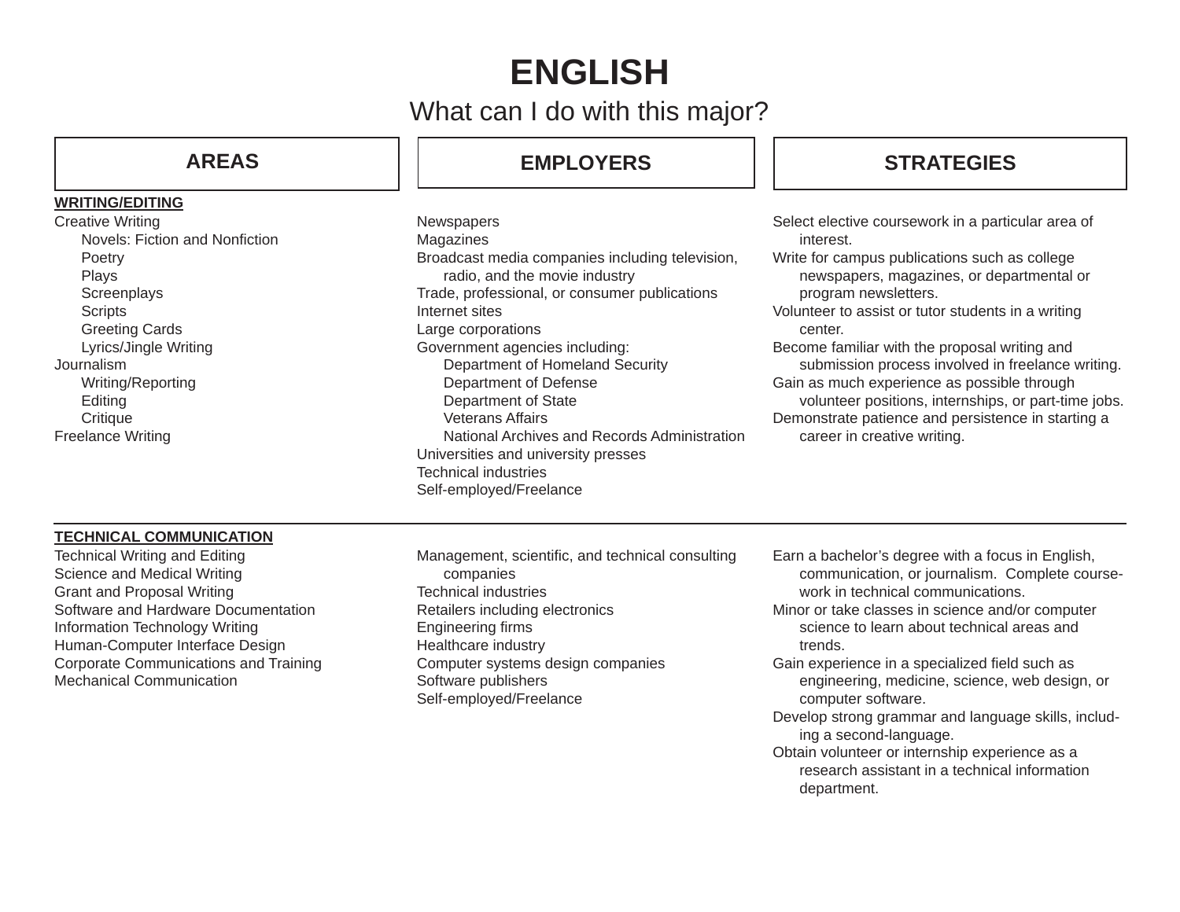# ENGLISH

## What can I do with this major?

| AREAS | EMPLOYERS | STRATEGIES |
|---|---|---|
| **WRITING/EDITING** | | |
| Creative Writing<br>Novels: Fiction and Nonfiction<br>Poetry<br>Plays<br>Screenplays<br>Scripts<br>Greeting Cards<br>Lyrics/Jingle Writing<br>Journalism<br>Writing/Reporting<br>Editing<br>Critique<br>Freelance Writing | Newspapers<br>Magazines<br>Broadcast media companies including television, radio, and the movie industry<br>Trade, professional, or consumer publications<br>Internet sites<br>Large corporations<br>Government agencies including:<br>Department of Homeland Security<br>Department of Defense<br>Department of State<br>Veterans Affairs<br>National Archives and Records Administration<br>Universities and university presses<br>Technical industries<br>Self-employed/Freelance | Select elective coursework in a particular area of interest.<br>Write for campus publications such as college newspapers, magazines, or departmental or program newsletters.<br>Volunteer to assist or tutor students in a writing center.<br>Become familiar with the proposal writing and submission process involved in freelance writing.<br>Gain as much experience as possible through volunteer positions, internships, or part-time jobs.<br>Demonstrate patience and persistence in starting a career in creative writing. |
| **TECHNICAL COMMUNICATION** | | |
| Technical Writing and Editing<br>Science and Medical Writing<br>Grant and Proposal Writing<br>Software and Hardware Documentation<br>Information Technology Writing<br>Human-Computer Interface Design<br>Corporate Communications and Training<br>Mechanical Communication | Management, scientific, and technical consulting companies<br>Technical industries<br>Retailers including electronics<br>Engineering firms<br>Healthcare industry<br>Computer systems design companies<br>Software publishers<br>Self-employed/Freelance | Earn a bachelor's degree with a focus in English, communication, or journalism. Complete coursework in technical communications.<br>Minor or take classes in science and/or computer science to learn about technical areas and trends.<br>Gain experience in a specialized field such as engineering, medicine, science, web design, or computer software.<br>Develop strong grammar and language skills, including a second-language.<br>Obtain volunteer or internship experience as a research assistant in a technical information department. |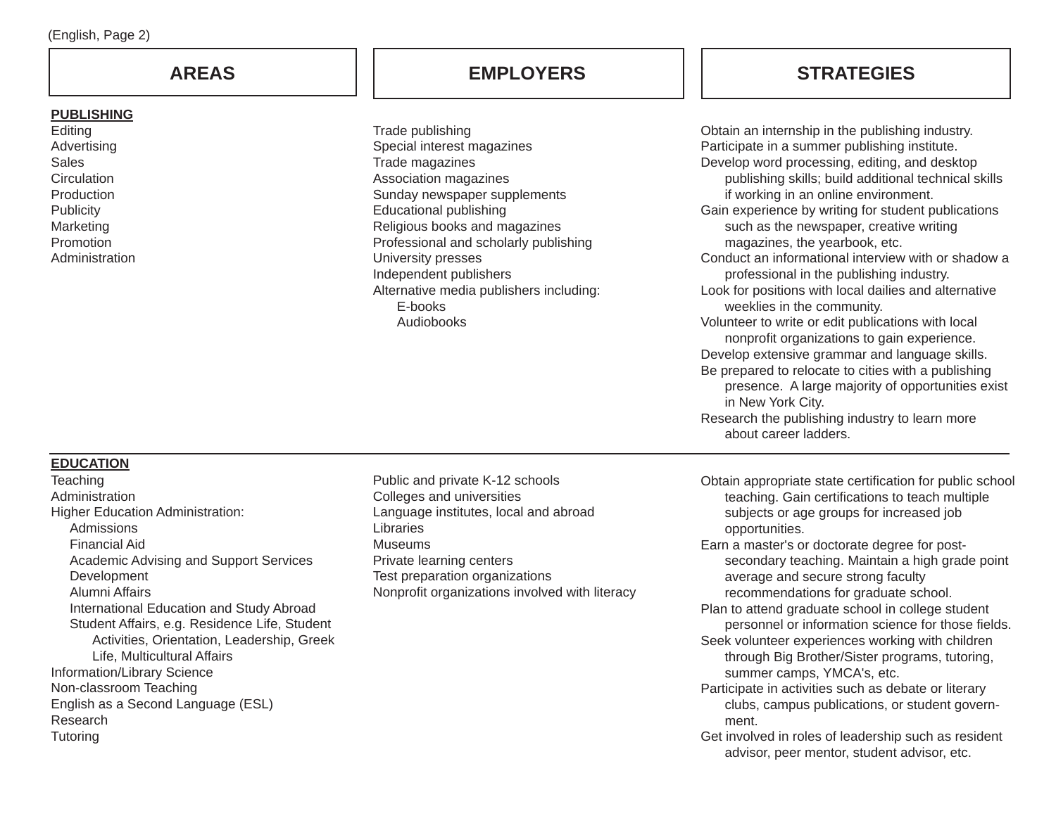(English, Page 2)

| AREAS | EMPLOYERS | STRATEGIES |
| --- | --- | --- |
| **PUBLISHING**<br>Editing<br>Advertising<br>Sales<br>Circulation<br>Production<br>Publicity<br>Marketing<br>Promotion<br>Administration | Trade publishing<br>Special interest magazines<br>Trade magazines<br>Association magazines<br>Sunday newspaper supplements<br>Educational publishing<br>Religious books and magazines<br>Professional and scholarly publishing<br>University presses<br>Independent publishers<br>Alternative media publishers including:<br>&nbsp;&nbsp;&nbsp;&nbsp;E-books<br>&nbsp;&nbsp;&nbsp;&nbsp;Audiobooks | Obtain an internship in the publishing industry.<br>Participate in a summer publishing institute.<br>Develop word processing, editing, and desktop publishing skills; build additional technical skills if working in an online environment.<br>Gain experience by writing for student publications such as the newspaper, creative writing magazines, the yearbook, etc.<br>Conduct an informational interview with or shadow a professional in the publishing industry.<br>Look for positions with local dailies and alternative weeklies in the community.<br>Volunteer to write or edit publications with local nonprofit organizations to gain experience.<br>Develop extensive grammar and language skills.<br>Be prepared to relocate to cities with a publishing presence. A large majority of opportunities exist in New York City.<br>Research the publishing industry to learn more about career ladders. |
| **EDUCATION**<br>Teaching<br>Administration<br>Higher Education Administration:<br>&nbsp;&nbsp;&nbsp;&nbsp;Admissions<br>&nbsp;&nbsp;&nbsp;&nbsp;Financial Aid<br>&nbsp;&nbsp;&nbsp;&nbsp;Academic Advising and Support Services<br>&nbsp;&nbsp;&nbsp;&nbsp;Development<br>&nbsp;&nbsp;&nbsp;&nbsp;Alumni Affairs<br>&nbsp;&nbsp;&nbsp;&nbsp;International Education and Study Abroad<br>&nbsp;&nbsp;&nbsp;&nbsp;Student Affairs, e.g. Residence Life, Student Activities, Orientation, Leadership, Greek Life, Multicultural Affairs<br>Information/Library Science<br>Non-classroom Teaching<br>English as a Second Language (ESL)<br>Research<br>Tutoring | Public and private K-12 schools<br>Colleges and universities<br>Language institutes, local and abroad<br>Libraries<br>Museums<br>Private learning centers<br>Test preparation organizations<br>Nonprofit organizations involved with literacy | Obtain appropriate state certification for public school teaching. Gain certifications to teach multiple subjects or age groups for increased job opportunities.<br>Earn a master's or doctorate degree for post-secondary teaching. Maintain a high grade point average and secure strong faculty recommendations for graduate school.<br>Plan to attend graduate school in college student personnel or information science for those fields.<br>Seek volunteer experiences working with children through Big Brother/Sister programs, tutoring, summer camps, YMCA's, etc.<br>Participate in activities such as debate or literary clubs, campus publications, or student government.<br>Get involved in roles of leadership such as resident advisor, peer mentor, student advisor, etc. |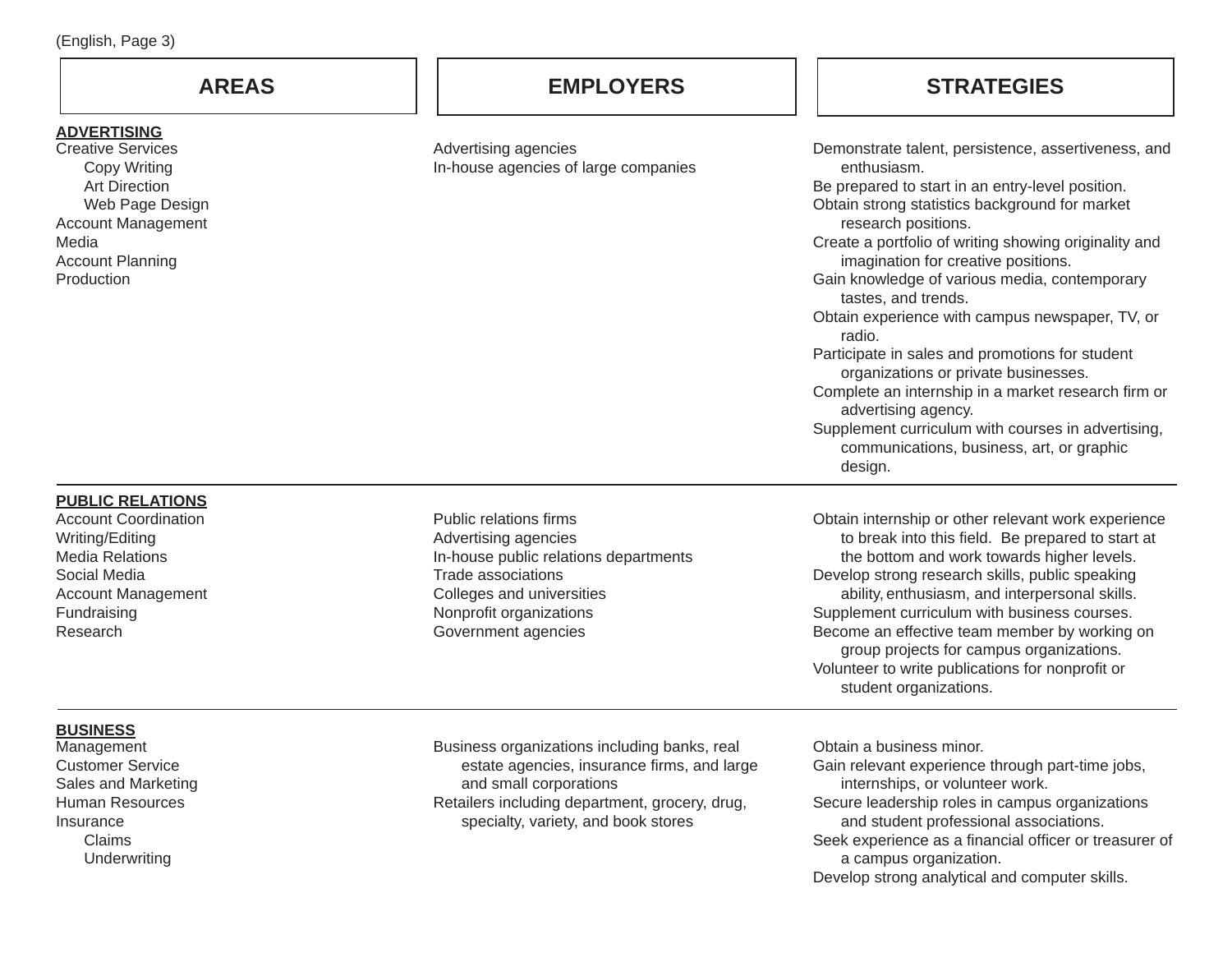| AREAS | EMPLOYERS | STRATEGIES |
|---|---|---|
| **ADVERTISING**<br>Creative Services<br>Copy Writing<br>Art Direction<br>Web Page Design<br>Account Management<br>Media<br>Account Planning<br>Production | Advertising agencies<br>In-house agencies of large companies | Demonstrate talent, persistence, assertiveness, and enthusiasm.<br>Be prepared to start in an entry-level position.<br>Obtain strong statistics background for market research positions.<br>Create a portfolio of writing showing originality and imagination for creative positions.<br>Gain knowledge of various media, contemporary tastes, and trends.<br>Obtain experience with campus newspaper, TV, or radio.<br>Participate in sales and promotions for student organizations or private businesses.<br>Complete an internship in a market research firm or advertising agency.<br>Supplement curriculum with courses in advertising, communications, business, art, or graphic design. |
| **PUBLIC RELATIONS**<br>Account Coordination<br>Writing/Editing<br>Media Relations<br>Social Media<br>Account Management<br>Fundraising<br>Research | Public relations firms<br>Advertising agencies<br>In-house public relations departments<br>Trade associations<br>Colleges and universities<br>Nonprofit organizations<br>Government agencies | Obtain internship or other relevant work experience to break into this field. Be prepared to start at the bottom and work towards higher levels.<br>Develop strong research skills, public speaking ability, enthusiasm, and interpersonal skills.<br>Supplement curriculum with business courses.<br>Become an effective team member by working on group projects for campus organizations.<br>Volunteer to write publications for nonprofit or student organizations. |
| **BUSINESS**<br>Management<br>Customer Service<br>Sales and Marketing<br>Human Resources<br>Insurance<br>Claims<br>Underwriting | Business organizations including banks, real estate agencies, insurance firms, and large and small corporations<br>Retailers including department, grocery, drug, specialty, variety, and book stores | Obtain a business minor.<br>Gain relevant experience through part-time jobs, internships, or volunteer work.<br>Secure leadership roles in campus organizations and student professional associations.<br>Seek experience as a financial officer or treasurer of a campus organization.<br>Develop strong analytical and computer skills. |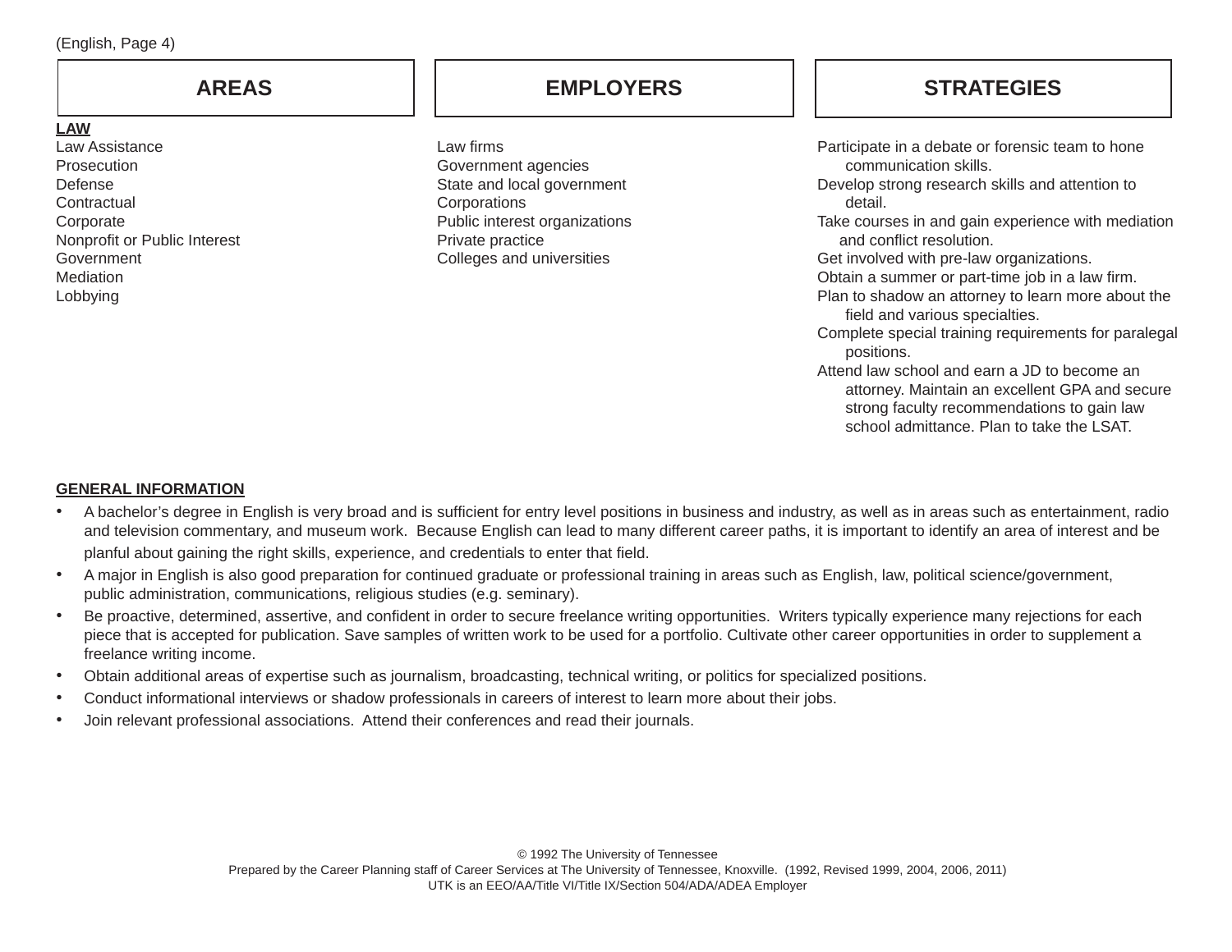| AREAS | EMPLOYERS | STRATEGIES |
|---|---|---|
| **LAW**<br>Law Assistance<br>Prosecution<br>Defense<br>Contractual<br>Corporate<br>Nonprofit or Public Interest<br>Government<br>Mediation<br>Lobbying | Law firms<br>Government agencies<br>State and local government<br>Corporations<br>Public interest organizations<br>Private practice<br>Colleges and universities | Participate in a debate or forensic team to hone communication skills.<br>Develop strong research skills and attention to detail.<br>Take courses in and gain experience with mediation and conflict resolution.<br>Get involved with pre-law organizations.<br>Obtain a summer or part-time job in a law firm.<br>Plan to shadow an attorney to learn more about the field and various specialties.<br>Complete special training requirements for paralegal positions.<br>Attend law school and earn a JD to become an attorney. Maintain an excellent GPA and secure strong faculty recommendations to gain law school admittance. Plan to take the LSAT. |

**GENERAL INFORMATION**

- A bachelor's degree in English is very broad and is sufficient for entry level positions in business and industry, as well as in areas such as entertainment, radio and television commentary, and museum work. Because English can lead to many different career paths, it is important to identify an area of interest and be planful about gaining the right skills, experience, and credentials to enter that field.
- A major in English is also good preparation for continued graduate or professional training in areas such as English, law, political science/government, public administration, communications, religious studies (e.g. seminary).
- Be proactive, determined, assertive, and confident in order to secure freelance writing opportunities. Writers typically experience many rejections for each piece that is accepted for publication. Save samples of written work to be used for a portfolio. Cultivate other career opportunities in order to supplement a freelance writing income.
- Obtain additional areas of expertise such as journalism, broadcasting, technical writing, or politics for specialized positions.
- Conduct informational interviews or shadow professionals in careers of interest to learn more about their jobs.
- Join relevant professional associations. Attend their conferences and read their journals.

© 1992 The University of Tennessee
Prepared by the Career Planning staff of Career Services at The University of Tennessee, Knoxville. (1992, Revised 1999, 2004, 2006, 2011)
UTK is an EEO/AA/Title VI/Title IX/Section 504/ADA/ADEA Employer